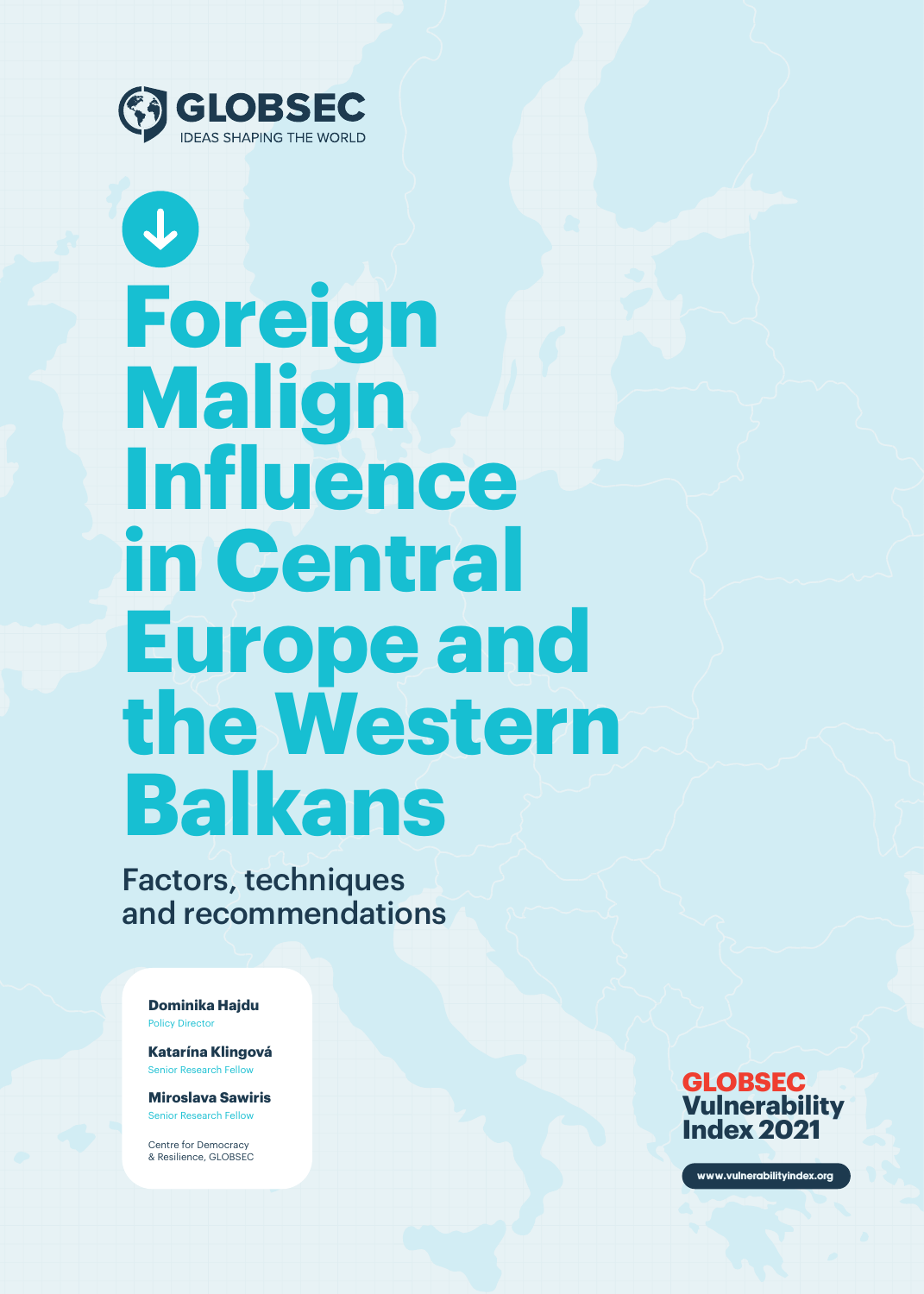GLOBSEC
IDEAS SHAPING THE WORLD

# Foreign Malign Influence in Central Europe and the Western Balkans

## Factors, techniques and recommendations

**Dominika Hajdu**
Policy Director

**Katarína Klingová**
Senior Research Fellow

**Miroslava Sawiris**
Senior Research Fellow

Centre for Democracy & Resilience, GLOBSEC

GLOBSEC Vulnerability Index 2021

www.vulnerabilityindex.org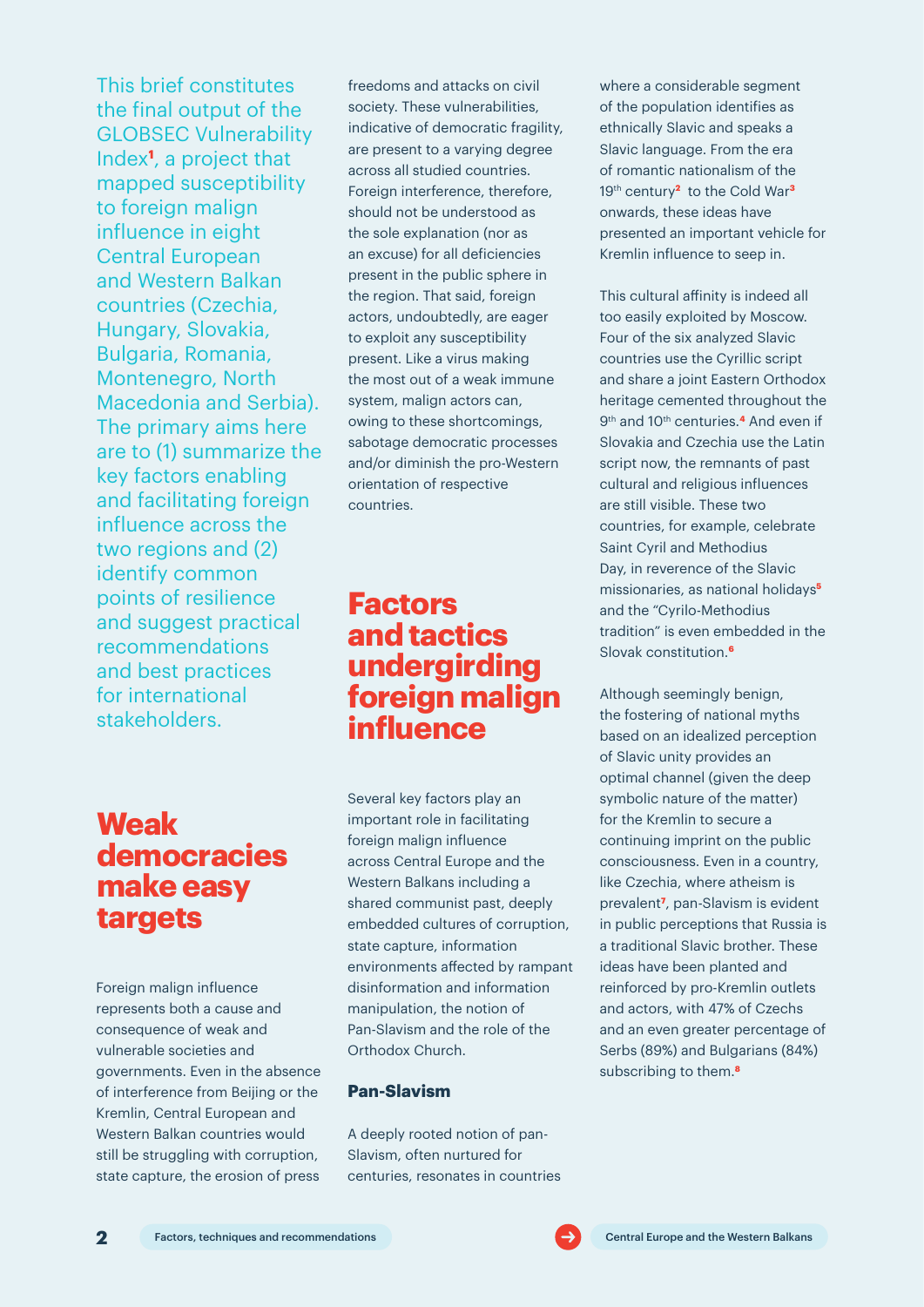This brief constitutes the final output of the GLOBSEC Vulnerability Index[1], a project that mapped susceptibility to foreign malign influence in eight Central European and Western Balkan countries (Czechia, Hungary, Slovakia, Bulgaria, Romania, Montenegro, North Macedonia and Serbia). The primary aims here are to (1) summarize the key factors enabling and facilitating foreign influence across the two regions and (2) identify common points of resilience and suggest practical recommendations and best practices for international stakeholders.

## Weak democracies make easy targets

Foreign malign influence represents both a cause and consequence of weak and vulnerable societies and governments. Even in the absence of interference from Beijing or the Kremlin, Central European and Western Balkan countries would still be struggling with corruption, state capture, the erosion of press freedoms and attacks on civil society. These vulnerabilities, indicative of democratic fragility, are present to a varying degree across all studied countries. Foreign interference, therefore, should not be understood as the sole explanation (nor as an excuse) for all deficiencies present in the public sphere in the region. That said, foreign actors, undoubtedly, are eager to exploit any susceptibility present. Like a virus making the most out of a weak immune system, malign actors can, owing to these shortcomings, sabotage democratic processes and/or diminish the pro-Western orientation of respective countries.

## Factors and tactics undergirding foreign malign influence

Several key factors play an important role in facilitating foreign malign influence across Central Europe and the Western Balkans including a shared communist past, deeply embedded cultures of corruption, state capture, information environments affected by rampant disinformation and information manipulation, the notion of Pan-Slavism and the role of the Orthodox Church.

### Pan-Slavism

A deeply rooted notion of pan-Slavism, often nurtured for centuries, resonates in countries where a considerable segment of the population identifies as ethnically Slavic and speaks a Slavic language. From the era of romantic nationalism of the 19th century[2] to the Cold War[3] onwards, these ideas have presented an important vehicle for Kremlin influence to seep in.

This cultural affinity is indeed all too easily exploited by Moscow. Four of the six analyzed Slavic countries use the Cyrillic script and share a joint Eastern Orthodox heritage cemented throughout the 9th and 10th centuries.[4] And even if Slovakia and Czechia use the Latin script now, the remnants of past cultural and religious influences are still visible. These two countries, for example, celebrate Saint Cyril and Methodius Day, in reverence of the Slavic missionaries, as national holidays[5] and the "Cyrilo-Methodius tradition" is even embedded in the Slovak constitution.[6]

Although seemingly benign, the fostering of national myths based on an idealized perception of Slavic unity provides an optimal channel (given the deep symbolic nature of the matter) for the Kremlin to secure a continuing imprint on the public consciousness. Even in a country, like Czechia, where atheism is prevalent[7], pan-Slavism is evident in public perceptions that Russia is a traditional Slavic brother. These ideas have been planted and reinforced by pro-Kremlin outlets and actors, with 47% of Czechs and an even greater percentage of Serbs (89%) and Bulgarians (84%) subscribing to them.[8]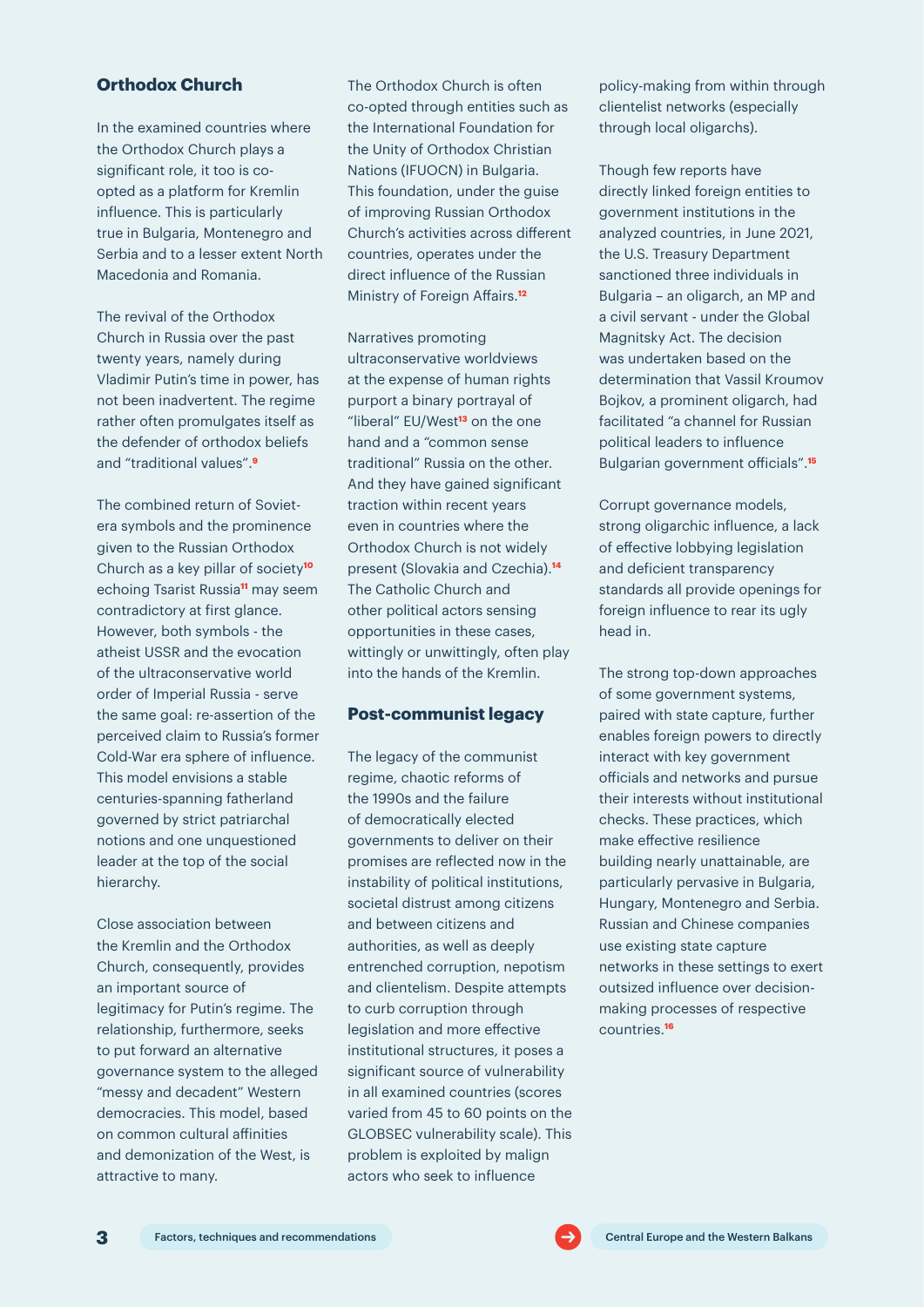## Orthodox Church

In the examined countries where the Orthodox Church plays a significant role, it too is co-opted as a platform for Kremlin influence. This is particularly true in Bulgaria, Montenegro and Serbia and to a lesser extent North Macedonia and Romania.

The revival of the Orthodox Church in Russia over the past twenty years, namely during Vladimir Putin's time in power, has not been inadvertent. The regime rather often promulgates itself as the defender of orthodox beliefs and "traditional values".[9]

The combined return of Soviet-era symbols and the prominence given to the Russian Orthodox Church as a key pillar of society[10] echoing Tsarist Russia[11] may seem contradictory at first glance. However, both symbols - the atheist USSR and the evocation of the ultraconservative world order of Imperial Russia - serve the same goal: re-assertion of the perceived claim to Russia's former Cold-War era sphere of influence. This model envisions a stable centuries-spanning fatherland governed by strict patriarchal notions and one unquestioned leader at the top of the social hierarchy.

Close association between the Kremlin and the Orthodox Church, consequently, provides an important source of legitimacy for Putin's regime. The relationship, furthermore, seeks to put forward an alternative governance system to the alleged "messy and decadent" Western democracies. This model, based on common cultural affinities and demonization of the West, is attractive to many.

The Orthodox Church is often co-opted through entities such as the International Foundation for the Unity of Orthodox Christian Nations (IFUOCN) in Bulgaria. This foundation, under the guise of improving Russian Orthodox Church's activities across different countries, operates under the direct influence of the Russian Ministry of Foreign Affairs.[12]

Narratives promoting ultraconservative worldviews at the expense of human rights purport a binary portrayal of "liberal" EU/West[13] on the one hand and a "common sense traditional" Russia on the other. And they have gained significant traction within recent years even in countries where the Orthodox Church is not widely present (Slovakia and Czechia).[14] The Catholic Church and other political actors sensing opportunities in these cases, wittingly or unwittingly, often play into the hands of the Kremlin.

## Post-communist legacy

The legacy of the communist regime, chaotic reforms of the 1990s and the failure of democratically elected governments to deliver on their promises are reflected now in the instability of political institutions, societal distrust among citizens and between citizens and authorities, as well as deeply entrenched corruption, nepotism and clientelism. Despite attempts to curb corruption through legislation and more effective institutional structures, it poses a significant source of vulnerability in all examined countries (scores varied from 45 to 60 points on the GLOBSEC vulnerability scale). This problem is exploited by malign actors who seek to influence policy-making from within through clientelist networks (especially through local oligarchs).

Though few reports have directly linked foreign entities to government institutions in the analyzed countries, in June 2021, the U.S. Treasury Department sanctioned three individuals in Bulgaria – an oligarch, an MP and a civil servant - under the Global Magnitsky Act. The decision was undertaken based on the determination that Vassil Kroumov Bojkov, a prominent oligarch, had facilitated "a channel for Russian political leaders to influence Bulgarian government officials".[15]

Corrupt governance models, strong oligarchic influence, a lack of effective lobbying legislation and deficient transparency standards all provide openings for foreign influence to rear its ugly head in.

The strong top-down approaches of some government systems, paired with state capture, further enables foreign powers to directly interact with key government officials and networks and pursue their interests without institutional checks. These practices, which make effective resilience building nearly unattainable, are particularly pervasive in Bulgaria, Hungary, Montenegro and Serbia. Russian and Chinese companies use existing state capture networks in these settings to exert outsized influence over decision-making processes of respective countries.[16]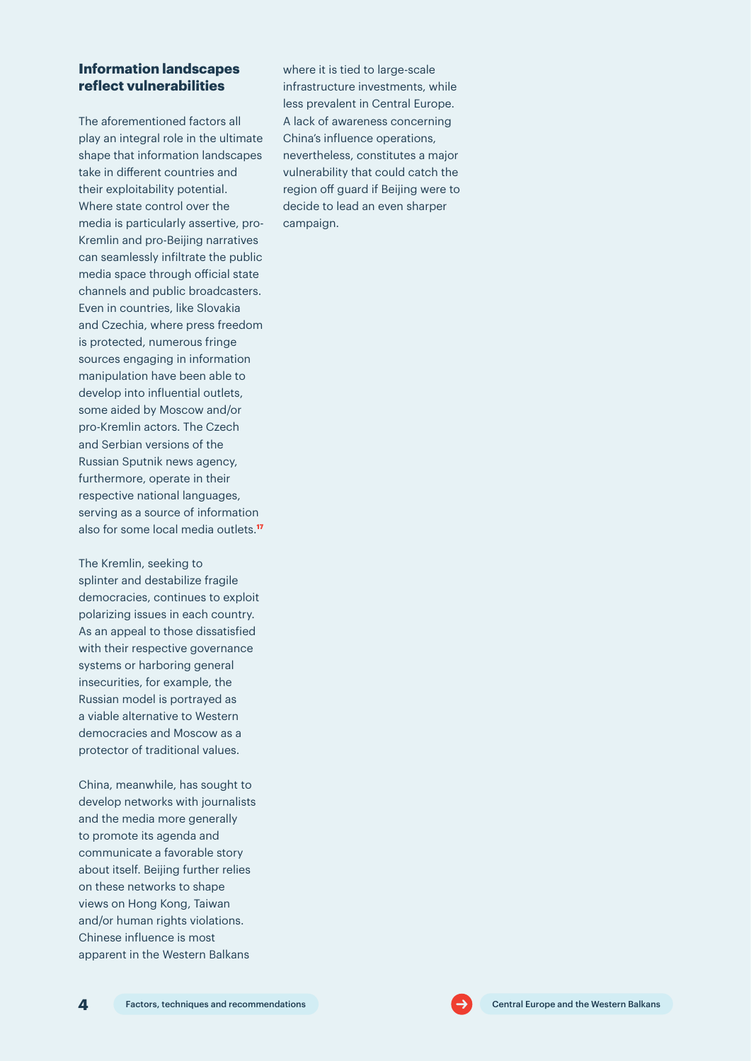## Information landscapes reflect vulnerabilities

The aforementioned factors all play an integral role in the ultimate shape that information landscapes take in different countries and their exploitability potential. Where state control over the media is particularly assertive, pro-Kremlin and pro-Beijing narratives can seamlessly infiltrate the public media space through official state channels and public broadcasters. Even in countries, like Slovakia and Czechia, where press freedom is protected, numerous fringe sources engaging in information manipulation have been able to develop into influential outlets, some aided by Moscow and/or pro-Kremlin actors. The Czech and Serbian versions of the Russian Sputnik news agency, furthermore, operate in their respective national languages, serving as a source of information also for some local media outlets.[17]

The Kremlin, seeking to splinter and destabilize fragile democracies, continues to exploit polarizing issues in each country. As an appeal to those dissatisfied with their respective governance systems or harboring general insecurities, for example, the Russian model is portrayed as a viable alternative to Western democracies and Moscow as a protector of traditional values.

China, meanwhile, has sought to develop networks with journalists and the media more generally to promote its agenda and communicate a favorable story about itself. Beijing further relies on these networks to shape views on Hong Kong, Taiwan and/or human rights violations. Chinese influence is most apparent in the Western Balkans where it is tied to large-scale infrastructure investments, while less prevalent in Central Europe. A lack of awareness concerning China's influence operations, nevertheless, constitutes a major vulnerability that could catch the region off guard if Beijing were to decide to lead an even sharper campaign.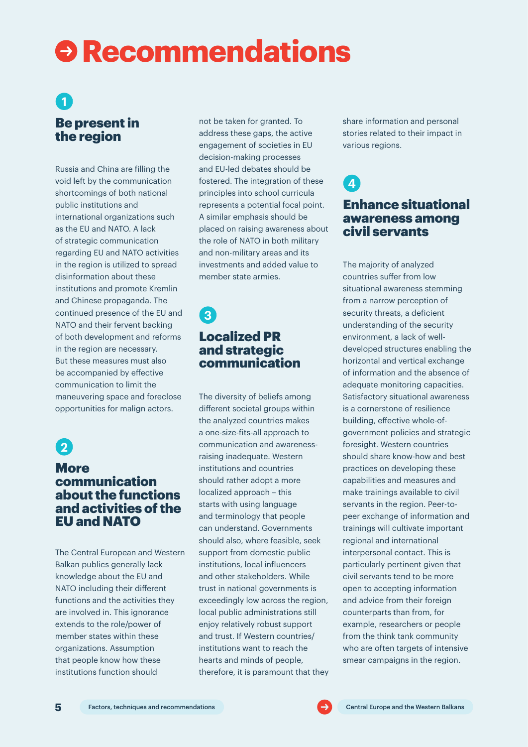# Recommendations

## 1 Be present in the region

Russia and China are filling the void left by the communication shortcomings of both national public institutions and international organizations such as the EU and NATO. A lack of strategic communication regarding EU and NATO activities in the region is utilized to spread disinformation about these institutions and promote Kremlin and Chinese propaganda. The continued presence of the EU and NATO and their fervent backing of both development and reforms in the region are necessary. But these measures must also be accompanied by effective communication to limit the maneuvering space and foreclose opportunities for malign actors.

## 2 More communication about the functions and activities of the EU and NATO

The Central European and Western Balkan publics generally lack knowledge about the EU and NATO including their different functions and the activities they are involved in. This ignorance extends to the role/power of member states within these organizations. Assumption that people know how these institutions function should not be taken for granted. To address these gaps, the active engagement of societies in EU decision-making processes and EU-led debates should be fostered. The integration of these principles into school curricula represents a potential focal point. A similar emphasis should be placed on raising awareness about the role of NATO in both military and non-military areas and its investments and added value to member state armies.

## 3 Localized PR and strategic communication

The diversity of beliefs among different societal groups within the analyzed countries makes a one-size-fits-all approach to communication and awareness-raising inadequate. Western institutions and countries should rather adopt a more localized approach – this starts with using language and terminology that people can understand. Governments should also, where feasible, seek support from domestic public institutions, local influencers and other stakeholders. While trust in national governments is exceedingly low across the region, local public administrations still enjoy relatively robust support and trust. If Western countries/institutions want to reach the hearts and minds of people, therefore, it is paramount that they share information and personal stories related to their impact in various regions.

## 4 Enhance situational awareness among civil servants

The majority of analyzed countries suffer from low situational awareness stemming from a narrow perception of security threats, a deficient understanding of the security environment, a lack of well-developed structures enabling the horizontal and vertical exchange of information and the absence of adequate monitoring capacities. Satisfactory situational awareness is a cornerstone of resilience building, effective whole-of-government policies and strategic foresight. Western countries should share know-how and best practices on developing these capabilities and measures and make trainings available to civil servants in the region. Peer-to-peer exchange of information and trainings will cultivate important regional and international interpersonal contact. This is particularly pertinent given that civil servants tend to be more open to accepting information and advice from their foreign counterparts than from, for example, researchers or people from the think tank community who are often targets of intensive smear campaigns in the region.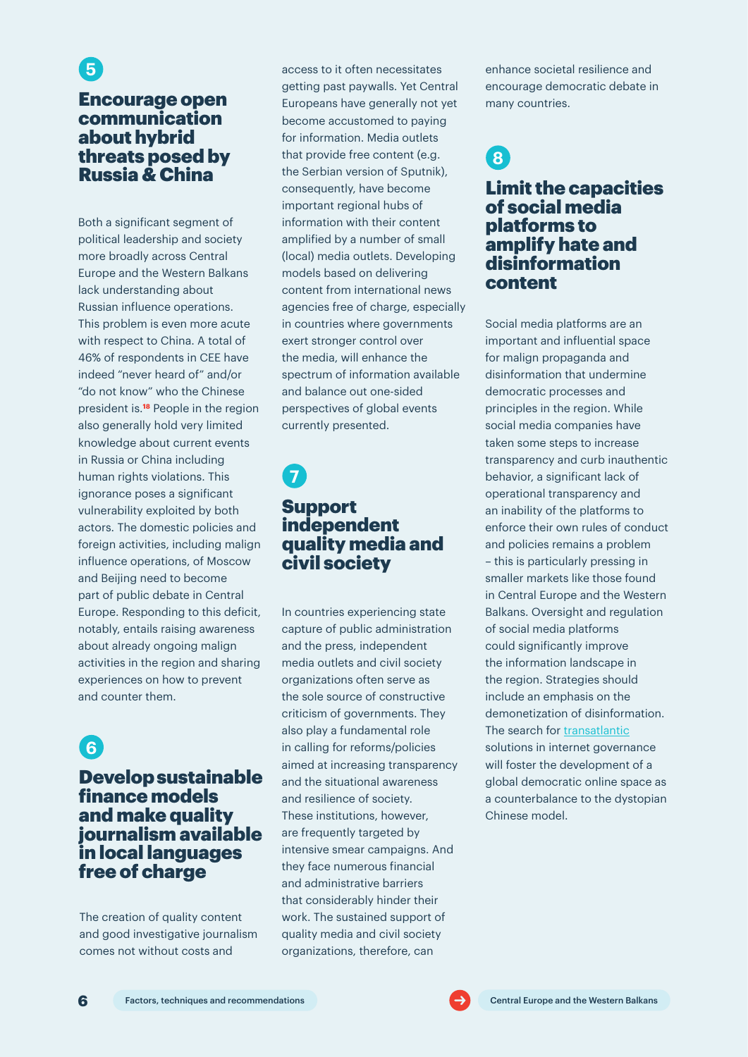## 5 Encourage open communication about hybrid threats posed by Russia & China

Both a significant segment of political leadership and society more broadly across Central Europe and the Western Balkans lack understanding about Russian influence operations. This problem is even more acute with respect to China. A total of 46% of respondents in CEE have indeed "never heard of" and/or "do not know" who the Chinese president is.[18] People in the region also generally hold very limited knowledge about current events in Russia or China including human rights violations. This ignorance poses a significant vulnerability exploited by both actors. The domestic policies and foreign activities, including malign influence operations, of Moscow and Beijing need to become part of public debate in Central Europe. Responding to this deficit, notably, entails raising awareness about already ongoing malign activities in the region and sharing experiences on how to prevent and counter them.

## 6 Develop sustainable finance models and make quality journalism available in local languages free of charge

The creation of quality content and good investigative journalism comes not without costs and access to it often necessitates getting past paywalls. Yet Central Europeans have generally not yet become accustomed to paying for information. Media outlets that provide free content (e.g. the Serbian version of Sputnik), consequently, have become important regional hubs of information with their content amplified by a number of small (local) media outlets. Developing models based on delivering content from international news agencies free of charge, especially in countries where governments exert stronger control over the media, will enhance the spectrum of information available and balance out one-sided perspectives of global events currently presented.

## 7 Support independent quality media and civil society

In countries experiencing state capture of public administration and the press, independent media outlets and civil society organizations often serve as the sole source of constructive criticism of governments. They also play a fundamental role in calling for reforms/policies aimed at increasing transparency and the situational awareness and resilience of society. These institutions, however, are frequently targeted by intensive smear campaigns. And they face numerous financial and administrative barriers that considerably hinder their work. The sustained support of quality media and civil society organizations, therefore, can enhance societal resilience and encourage democratic debate in many countries.

## 8 Limit the capacities of social media platforms to amplify hate and disinformation content

Social media platforms are an important and influential space for malign propaganda and disinformation that undermine democratic processes and principles in the region. While social media companies have taken some steps to increase transparency and curb inauthentic behavior, a significant lack of operational transparency and an inability of the platforms to enforce their own rules of conduct and policies remains a problem – this is particularly pressing in smaller markets like those found in Central Europe and the Western Balkans. Oversight and regulation of social media platforms could significantly improve the information landscape in the region. Strategies should include an emphasis on the demonetization of disinformation. The search for transatlantic solutions in internet governance will foster the development of a global democratic online space as a counterbalance to the dystopian Chinese model.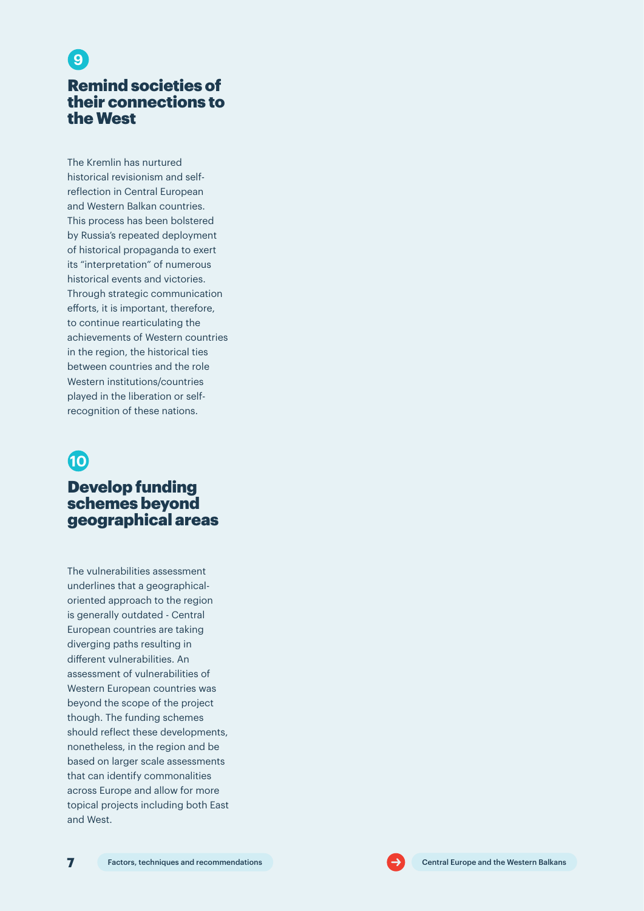## 9 Remind societies of their connections to the West

The Kremlin has nurtured historical revisionism and self-reflection in Central European and Western Balkan countries. This process has been bolstered by Russia's repeated deployment of historical propaganda to exert its "interpretation" of numerous historical events and victories. Through strategic communication efforts, it is important, therefore, to continue rearticulating the achievements of Western countries in the region, the historical ties between countries and the role Western institutions/countries played in the liberation or self-recognition of these nations.

## 10 Develop funding schemes beyond geographical areas

The vulnerabilities assessment underlines that a geographical-oriented approach to the region is generally outdated - Central European countries are taking diverging paths resulting in different vulnerabilities. An assessment of vulnerabilities of Western European countries was beyond the scope of the project though. The funding schemes should reflect these developments, nonetheless, in the region and be based on larger scale assessments that can identify commonalities across Europe and allow for more topical projects including both East and West.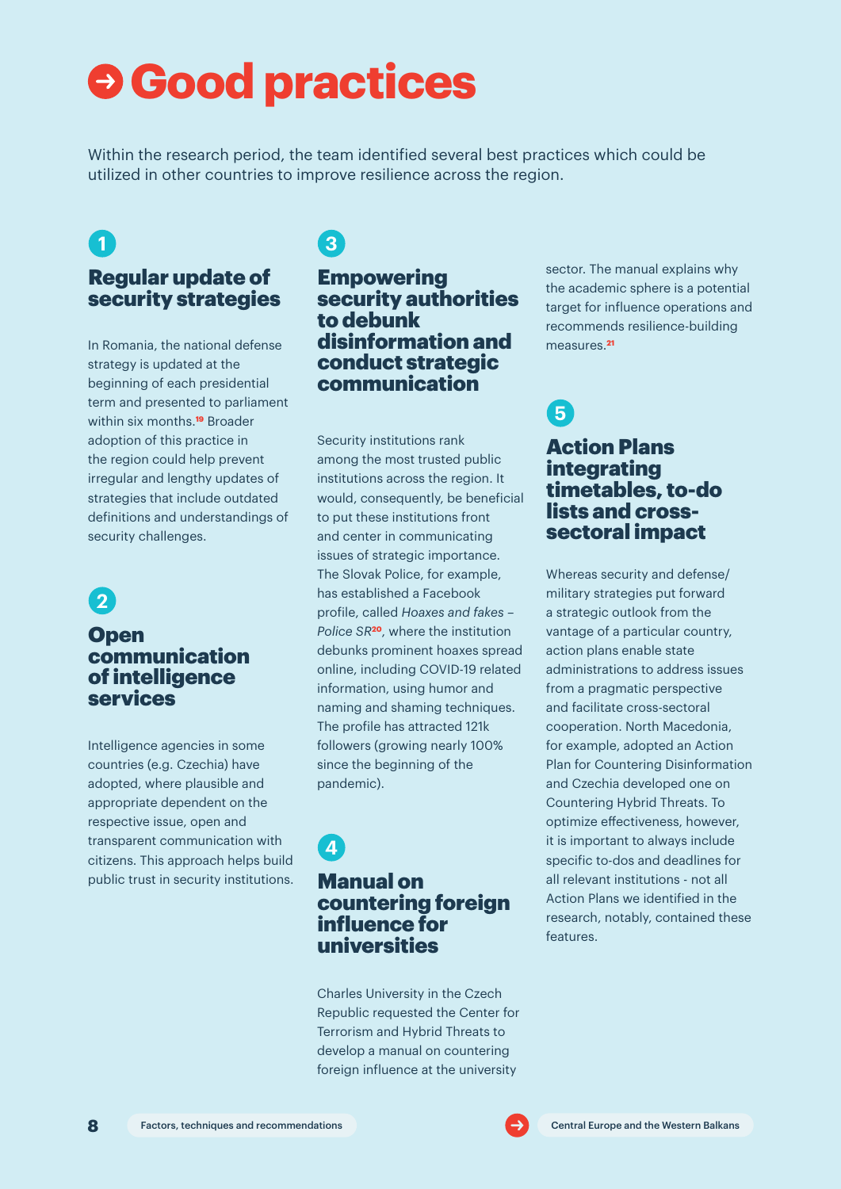# Good practices

Within the research period, the team identified several best practices which could be utilized in other countries to improve resilience across the region.

## 1 Regular update of security strategies

In Romania, the national defense strategy is updated at the beginning of each presidential term and presented to parliament within six months.[19] Broader adoption of this practice in the region could help prevent irregular and lengthy updates of strategies that include outdated definitions and understandings of security challenges.

## 2 Open communication of intelligence services

Intelligence agencies in some countries (e.g. Czechia) have adopted, where plausible and appropriate dependent on the respective issue, open and transparent communication with citizens. This approach helps build public trust in security institutions.

## 3 Empowering security authorities to debunk disinformation and conduct strategic communication

Security institutions rank among the most trusted public institutions across the region. It would, consequently, be beneficial to put these institutions front and center in communicating issues of strategic importance. The Slovak Police, for example, has established a Facebook profile, called *Hoaxes and fakes – Police SR*[20], where the institution debunks prominent hoaxes spread online, including COVID-19 related information, using humor and naming and shaming techniques. The profile has attracted 121k followers (growing nearly 100% since the beginning of the pandemic).

## 4 Manual on countering foreign influence for universities

Charles University in the Czech Republic requested the Center for Terrorism and Hybrid Threats to develop a manual on countering foreign influence at the university sector. The manual explains why the academic sphere is a potential target for influence operations and recommends resilience-building measures.[21]

## 5 Action Plans integrating timetables, to-do lists and cross-sectoral impact

Whereas security and defense/military strategies put forward a strategic outlook from the vantage of a particular country, action plans enable state administrations to address issues from a pragmatic perspective and facilitate cross-sectoral cooperation. North Macedonia, for example, adopted an Action Plan for Countering Disinformation and Czechia developed one on Countering Hybrid Threats. To optimize effectiveness, however, it is important to always include specific to-dos and deadlines for all relevant institutions - not all Action Plans we identified in the research, notably, contained these features.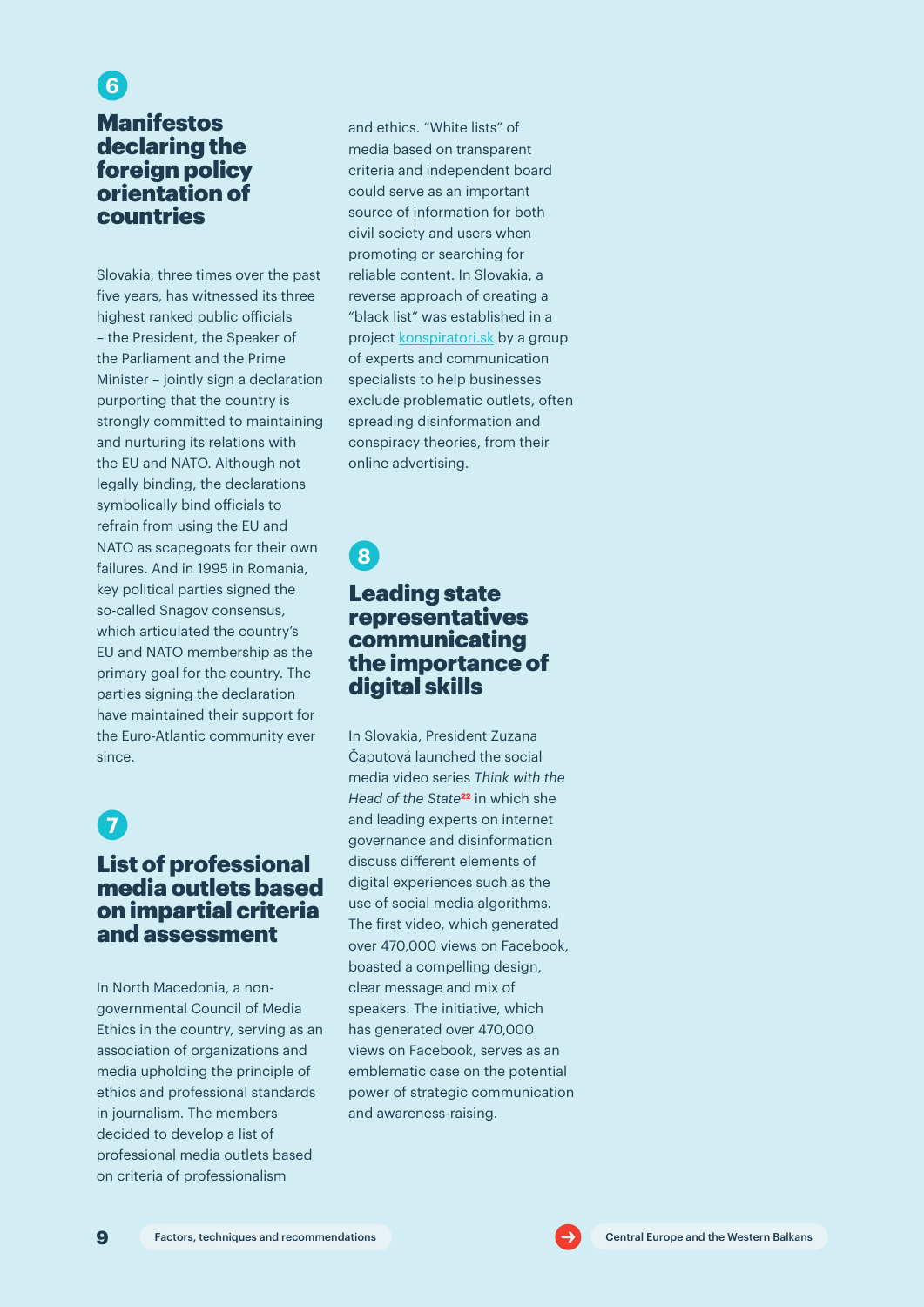## 6

## Manifestos declaring the foreign policy orientation of countries

Slovakia, three times over the past five years, has witnessed its three highest ranked public officials – the President, the Speaker of the Parliament and the Prime Minister – jointly sign a declaration purporting that the country is strongly committed to maintaining and nurturing its relations with the EU and NATO. Although not legally binding, the declarations symbolically bind officials to refrain from using the EU and NATO as scapegoats for their own failures. And in 1995 in Romania, key political parties signed the so-called Snagov consensus, which articulated the country's EU and NATO membership as the primary goal for the country. The parties signing the declaration have maintained their support for the Euro-Atlantic community ever since.

## 7

## List of professional media outlets based on impartial criteria and assessment

In North Macedonia, a non-governmental Council of Media Ethics in the country, serving as an association of organizations and media upholding the principle of ethics and professional standards in journalism. The members decided to develop a list of professional media outlets based on criteria of professionalism and ethics. "White lists" of media based on transparent criteria and independent board could serve as an important source of information for both civil society and users when promoting or searching for reliable content. In Slovakia, a reverse approach of creating a "black list" was established in a project konspiratori.sk by a group of experts and communication specialists to help businesses exclude problematic outlets, often spreading disinformation and conspiracy theories, from their online advertising.

## 8

## Leading state representatives communicating the importance of digital skills

In Slovakia, President Zuzana Čaputová launched the social media video series *Think with the Head of the State*[22] in which she and leading experts on internet governance and disinformation discuss different elements of digital experiences such as the use of social media algorithms. The first video, which generated over 470,000 views on Facebook, boasted a compelling design, clear message and mix of speakers. The initiative, which has generated over 470,000 views on Facebook, serves as an emblematic case on the potential power of strategic communication and awareness-raising.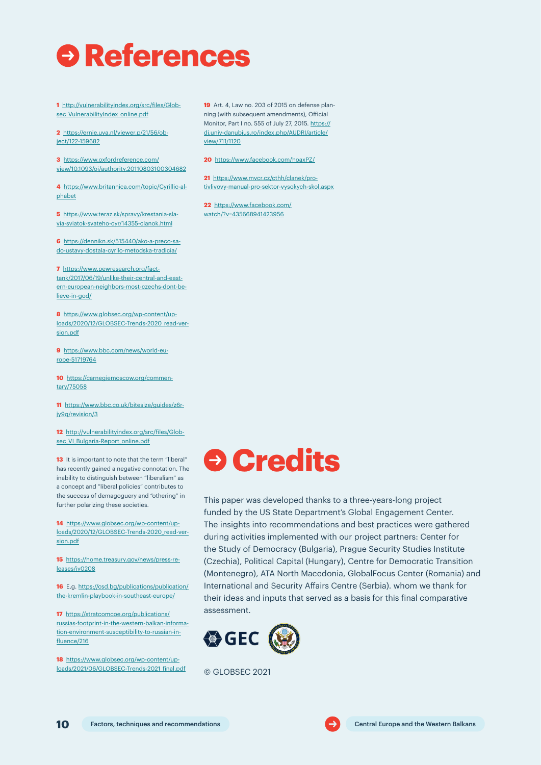# References

1 http://vulnerabilityindex.org/src/files/Globsec_VulnerabilityIndex_online.pdf

2 https://ernie.uva.nl/viewer.p/21/56/object/122-159682

3 https://www.oxfordreference.com/view/10.1093/oi/authority.20110803100304682

4 https://www.britannica.com/topic/Cyrillic-alphabet

5 https://www.teraz.sk/spravy/krestania-slavia-sviatok-svateho-cyr/14355-clanok.html

6 https://dennikn.sk/515440/ako-a-preco-sa-do-ustavy-dostala-cyrilo-metodska-tradicia/

7 https://www.pewresearch.org/fact-tank/2017/06/19/unlike-their-central-and-eastern-european-neighbors-most-czechs-dont-believe-in-god/

8 https://www.globsec.org/wp-content/uploads/2020/12/GLOBSEC-Trends-2020_read-version.pdf

9 https://www.bbc.com/news/world-europe-51719764

10 https://carnegiemoscow.org/commentary/75058

11 https://www.bbc.co.uk/bitesize/guides/z6rjy9q/revision/3

12 http://vulnerabilityindex.org/src/files/Globsec_VI_Bulgaria-Report_online.pdf

13 It is important to note that the term "liberal" has recently gained a negative connotation. The inability to distinguish between "liberalism" as a concept and "liberal policies" contributes to the success of demagoguery and "othering" in further polarizing these societies.

14 https://www.globsec.org/wp-content/uploads/2020/12/GLOBSEC-Trends-2020_read-version.pdf

15 https://home.treasury.gov/news/press-releases/jy0208

16 E.g. https://csd.bg/publications/publication/the-kremlin-playbook-in-southeast-europe/

17 https://stratcomcoe.org/publications/russias-footprint-in-the-western-balkan-information-environment-susceptibility-to-russian-influence/216

18 https://www.globsec.org/wp-content/uploads/2021/06/GLOBSEC-Trends-2021_final.pdf

19 Art. 4, Law no. 203 of 2015 on defense planning (with subsequent amendments), Official Monitor, Part I no. 555 of July 27, 2015. https://dj.univ-danubius.ro/index.php/AUDRI/article/view/711/1120

20 https://www.facebook.com/hoaxPZ/

21 https://www.mvcr.cz/cthh/clanek/protivlivovy-manual-pro-sektor-vysokych-skol.aspx

22 https://www.facebook.com/watch/?v=435668941423956

# Credits

This paper was developed thanks to a three-years-long project funded by the US State Department's Global Engagement Center. The insights into recommendations and best practices were gathered during activities implemented with our project partners: Center for the Study of Democracy (Bulgaria), Prague Security Studies Institute (Czechia), Political Capital (Hungary), Centre for Democratic Transition (Montenegro), ATA North Macedonia, GlobalFocus Center (Romania) and International and Security Affairs Centre (Serbia). whom we thank for their ideas and inputs that served as a basis for this final comparative assessment.

GEC

© GLOBSEC 2021